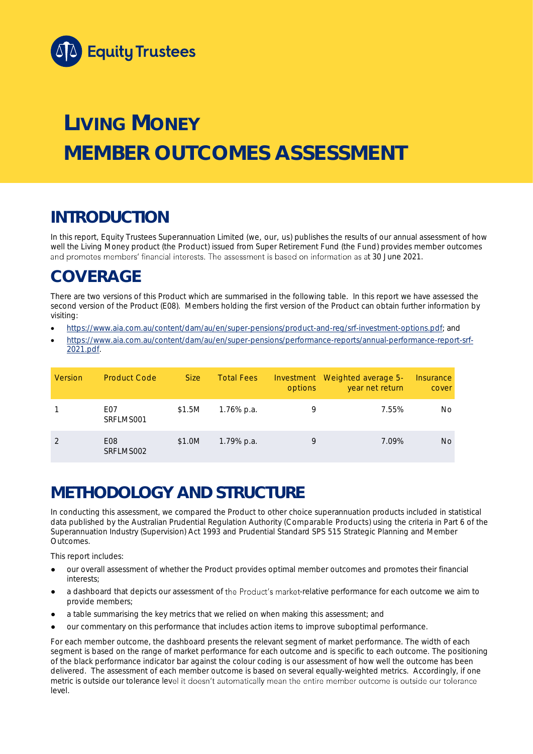# LIVING MONEY
# MEMBER OUTCOMES ASSESSMENT

## INTRODUCTION

In this report, Equity Trustees Superannuation Limited (we, our, us) publishes the results of our annual assessment of how well the Living Money product (the Product) issued from Super Retirement Fund (the Fund) provides member outcomes and promotes members' financial interests. The assessment is based on information as at 30 June 2021.

## COVERAGE

There are two versions of this Product which are summarised in the following table. In this report we have assessed the second version of the Product (E08). Members holding the first version of the Product can obtain further information by visiting:

- https://www.aia.com.au/content/dam/au/en/super-pensions/product-and-reg/srf-investment-options.pdf; and
- https://www.aia.com.au/content/dam/au/en/super-pensions/performance-reports/annual-performance-report-srf-2021.pdf.

| Version | Product Code | Size | Total Fees | Investment options | Weighted average 5-year net return | Insurance cover |
|---|---|---|---|---|---|---|
| 1 | E07 SRFLMS001 | $1.5M | 1.76% p.a. | 9 | 7.55% | No |
| 2 | E08 SRFLMS002 | $1.0M | 1.79% p.a. | 9 | 7.09% | No |

## METHODOLOGY AND STRUCTURE

In conducting this assessment, we compared the Product to other choice superannuation products included in statistical data published by the Australian Prudential Regulation Authority (Comparable Products) using the criteria in Part 6 of the Superannuation Industry (Supervision) Act 1993 and Prudential Standard SPS 515 Strategic Planning and Member Outcomes.

This report includes:

- our overall assessment of whether the Product provides optimal member outcomes and promotes their financial interests;
- a dashboard that depicts our assessment of the Product's market-relative performance for each outcome we aim to provide members;
- a table summarising the key metrics that we relied on when making this assessment; and
- our commentary on this performance that includes action items to improve suboptimal performance.

For each member outcome, the dashboard presents the relevant segment of market performance. The width of each segment is based on the range of market performance for each outcome and is specific to each outcome. The positioning of the black performance indicator bar against the colour coding is our assessment of how well the outcome has been delivered. The assessment of each member outcome is based on several equally-weighted metrics. Accordingly, if one metric is outside our tolerance level it doesn't automatically mean the entire member outcome is outside our tolerance level.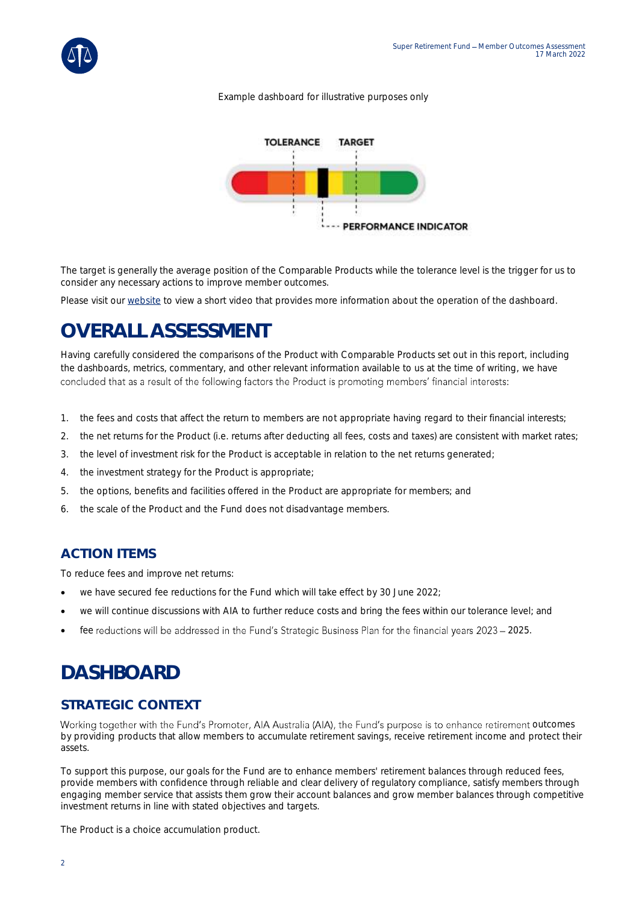Example dashboard for illustrative purposes only

The target is generally the average position of the Comparable Products while the tolerance level is the trigger for us to consider any necessary actions to improve member outcomes.

Please visit our [website]() to view a short video that provides more information about the operation of the dashboard.

# OVERALL ASSESSMENT

Having carefully considered the comparisons of the Product with Comparable Products set out in this report, including the dashboards, metrics, commentary, and other relevant information available to us at the time of writing, we have concluded that as a result of the following factors the Product is promoting members' financial interests:

1. the fees and costs that affect the return to members are not appropriate having regard to their financial interests;
2. the net returns for the Product (i.e. returns after deducting all fees, costs and taxes) are consistent with market rates;
3. the level of investment risk for the Product is acceptable in relation to the net returns generated;
4. the investment strategy for the Product is appropriate;
5. the options, benefits and facilities offered in the Product are appropriate for members; and
6. the scale of the Product and the Fund does not disadvantage members.

## ACTION ITEMS

To reduce fees and improve net returns:

- we have secured fee reductions for the Fund which will take effect by 30 June 2022;
- we will continue discussions with AIA to further reduce costs and bring the fees within our tolerance level; and
- fee reductions will be addressed in the Fund's Strategic Business Plan for the financial years 2023 – 2025.

# DASHBOARD

## STRATEGIC CONTEXT

Working together with the Fund's Promoter, AIA Australia (AIA), the Fund's purpose is to enhance retirement outcomes by providing products that allow members to accumulate retirement savings, receive retirement income and protect their assets.

To support this purpose, our goals for the Fund are to enhance members' retirement balances through reduced fees, provide members with confidence through reliable and clear delivery of regulatory compliance, satisfy members through engaging member service that assists them grow their account balances and grow member balances through competitive investment returns in line with stated objectives and targets.

The Product is a choice accumulation product.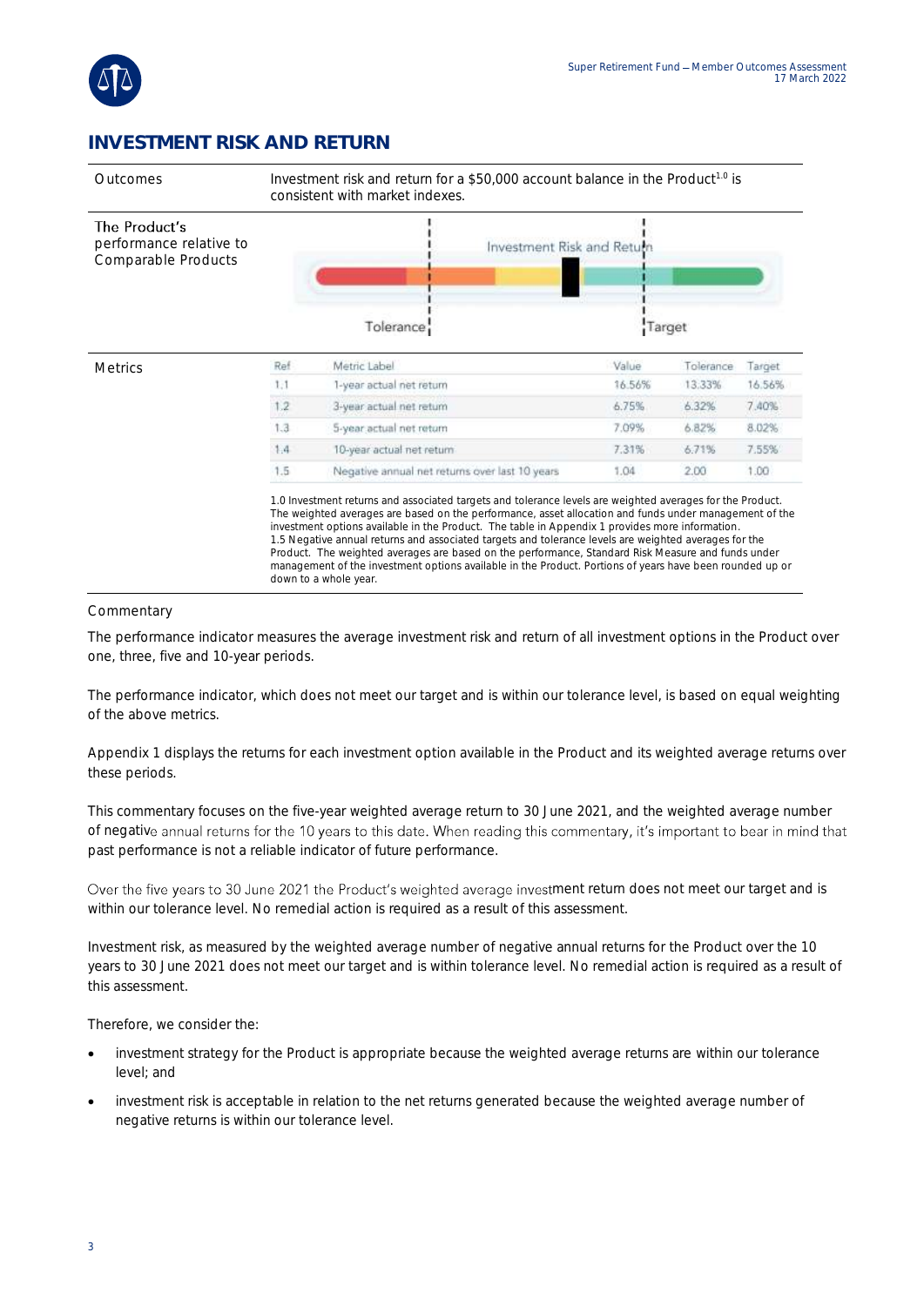## INVESTMENT RISK AND RETURN

| | |
|---|---|
| Outcomes | Investment risk and return for a $50,000 account balance in the Product[1.0] is consistent with market indexes. |
| The Product's performance relative to Comparable Products | Investment Risk and Return — Tolerance — Target |

**Metrics**

| Ref | Metric Label | Value | Tolerance | Target |
|---|---|---|---|---|
| 1.1 | 1-year actual net return | 16.56% | 13.33% | 16.56% |
| 1.2 | 3-year actual net return | 6.75% | 6.32% | 7.40% |
| 1.3 | 5-year actual net return | 7.09% | 6.82% | 8.02% |
| 1.4 | 10-year actual net return | 7.31% | 6.71% | 7.55% |
| 1.5 | Negative annual net returns over last 10 years | 1.04 | 2.00 | 1.00 |

1.0 Investment returns and associated targets and tolerance levels are weighted averages for the Product. The weighted averages are based on the performance, asset allocation and funds under management of the investment options available in the Product. The table in Appendix 1 provides more information.
1.5 Negative annual returns and associated targets and tolerance levels are weighted averages for the Product. The weighted averages are based on the performance, Standard Risk Measure and funds under management of the investment options available in the Product. Portions of years have been rounded up or down to a whole year.

Commentary

The performance indicator measures the average investment risk and return of all investment options in the Product over one, three, five and 10-year periods.

The performance indicator, which does not meet our target and is within our tolerance level, is based on equal weighting of the above metrics.

Appendix 1 displays the returns for each investment option available in the Product and its weighted average returns over these periods.

This commentary focuses on the five-year weighted average return to 30 June 2021, and the weighted average number of negative annual returns for the 10 years to this date. When reading this commentary, it's important to bear in mind that past performance is not a reliable indicator of future performance.

Over the five years to 30 June 2021 the Product's weighted average investment return does not meet our target and is within our tolerance level. No remedial action is required as a result of this assessment.

Investment risk, as measured by the weighted average number of negative annual returns for the Product over the 10 years to 30 June 2021 does not meet our target and is within tolerance level. No remedial action is required as a result of this assessment.

Therefore, we consider the:

- investment strategy for the Product is appropriate because the weighted average returns are within our tolerance level; and
- investment risk is acceptable in relation to the net returns generated because the weighted average number of negative returns is within our tolerance level.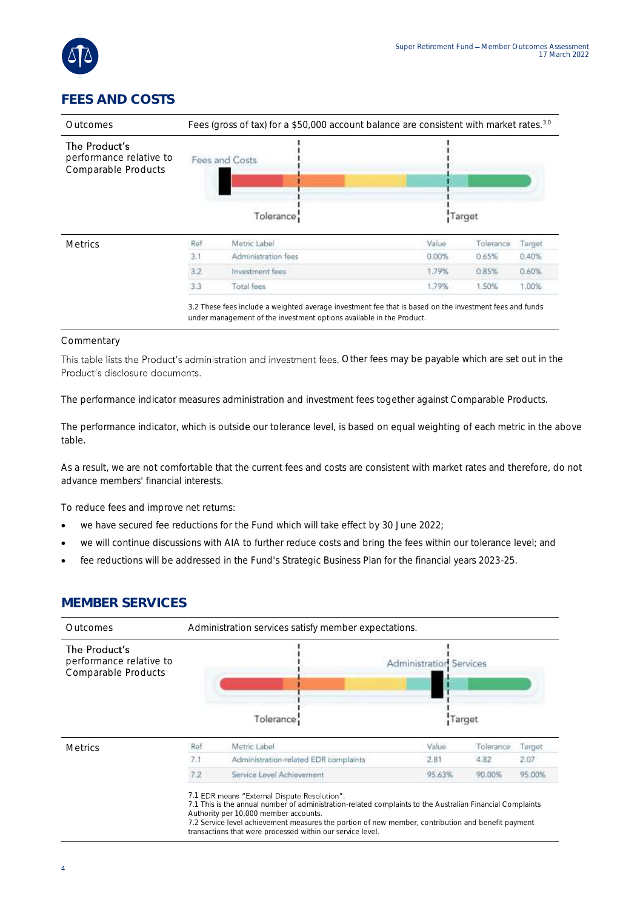## FEES AND COSTS

| | |
|---|---|
| Outcomes | Fees (gross of tax) for a $50,000 account balance are consistent with market rates.[3.0] |
| The Product's performance relative to Comparable Products | Fees and Costs — Tolerance — Target |
| Metrics | |

| Ref | Metric Label | Value | Tolerance | Target |
|---|---|---|---|---|
| 3.1 | Administration fees | 0.00% | 0.65% | 0.40% |
| 3.2 | Investment fees | 1.79% | 0.85% | 0.60% |
| 3.3 | Total fees | 1.79% | 1.50% | 1.00% |

3.2 These fees include a weighted average investment fee that is based on the investment fees and funds under management of the investment options available in the Product.

Commentary

This table lists the Product's administration and investment fees. Other fees may be payable which are set out in the Product's disclosure documents.

The performance indicator measures administration and investment fees together against Comparable Products.

The performance indicator, which is outside our tolerance level, is based on equal weighting of each metric in the above table.

As a result, we are not comfortable that the current fees and costs are consistent with market rates and therefore, do not advance members' financial interests.

To reduce fees and improve net returns:

- we have secured fee reductions for the Fund which will take effect by 30 June 2022;
- we will continue discussions with AIA to further reduce costs and bring the fees within our tolerance level; and
- fee reductions will be addressed in the Fund's Strategic Business Plan for the financial years 2023-25.

## MEMBER SERVICES

| | |
|---|---|
| Outcomes | Administration services satisfy member expectations. |
| The Product's performance relative to Comparable Products | Administration Services — Tolerance — Target |
| Metrics | |

| Ref | Metric Label | Value | Tolerance | Target |
|---|---|---|---|---|
| 7.1 | Administration-related EDR complaints | 2.81 | 4.82 | 2.07 |
| 7.2 | Service Level Achievement | 95.63% | 90.00% | 95.00% |

7.1 EDR means "External Dispute Resolution".
7.1 This is the annual number of administration-related complaints to the Australian Financial Complaints Authority per 10,000 member accounts.
7.2 Service level achievement measures the portion of new member, contribution and benefit payment transactions that were processed within our service level.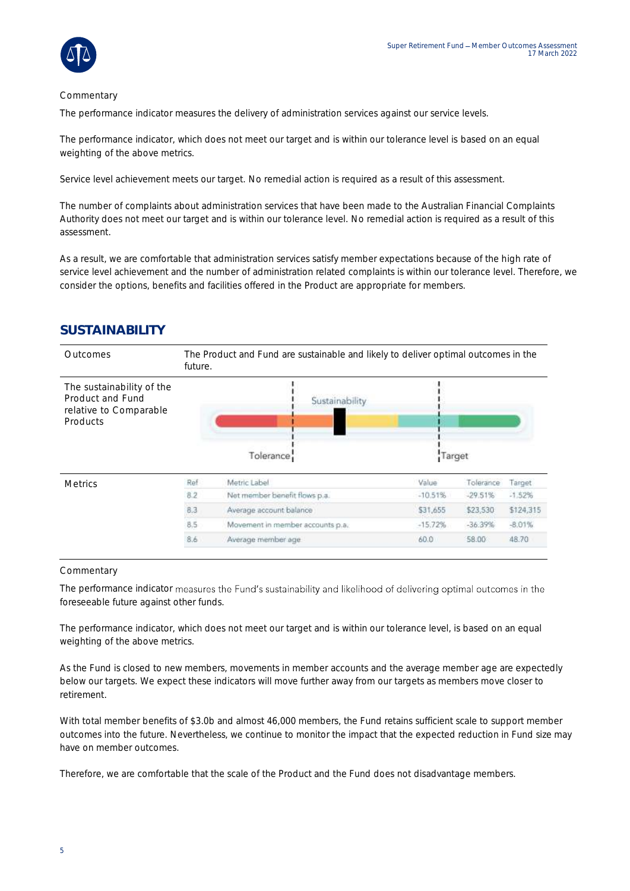Commentary

The performance indicator measures the delivery of administration services against our service levels.

The performance indicator, which does not meet our target and is within our tolerance level is based on an equal weighting of the above metrics.

Service level achievement meets our target. No remedial action is required as a result of this assessment.

The number of complaints about administration services that have been made to the Australian Financial Complaints Authority does not meet our target and is within our tolerance level. No remedial action is required as a result of this assessment.

As a result, we are comfortable that administration services satisfy member expectations because of the high rate of service level achievement and the number of administration related complaints is within our tolerance level. Therefore, we consider the options, benefits and facilities offered in the Product are appropriate for members.

## SUSTAINABILITY

| Outcomes | The Product and Fund are sustainable and likely to deliver optimal outcomes in the future. |
|---|---|
| The sustainability of the Product and Fund relative to Comparable Products | Sustainability (Tolerance / Target) |

**Metrics**

| Ref | Metric Label | Value | Tolerance | Target |
|---|---|---|---|---|
| 8.2 | Net member benefit flows p.a. | -10.51% | -29.51% | -1.52% |
| 8.3 | Average account balance | $31,655 | $23,530 | $124,315 |
| 8.5 | Movement in member accounts p.a. | -15.72% | -36.39% | -8.01% |
| 8.6 | Average member age | 60.0 | 58.00 | 48.70 |

Commentary

The performance indicator measures the Fund's sustainability and likelihood of delivering optimal outcomes in the foreseeable future against other funds.

The performance indicator, which does not meet our target and is within our tolerance level, is based on an equal weighting of the above metrics.

As the Fund is closed to new members, movements in member accounts and the average member age are expectedly below our targets. We expect these indicators will move further away from our targets as members move closer to retirement.

With total member benefits of $3.0b and almost 46,000 members, the Fund retains sufficient scale to support member outcomes into the future. Nevertheless, we continue to monitor the impact that the expected reduction in Fund size may have on member outcomes.

Therefore, we are comfortable that the scale of the Product and the Fund does not disadvantage members.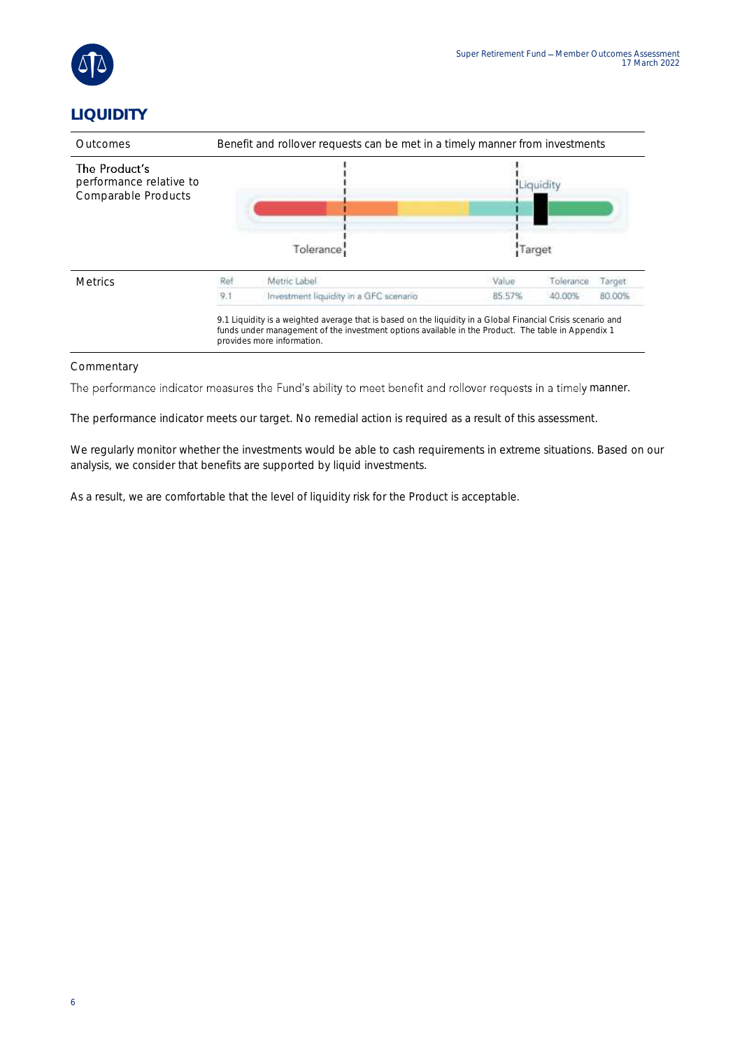## LIQUIDITY

| | |
|---|---|
| Outcomes | Benefit and rollover requests can be met in a timely manner from investments |
| The Product's performance relative to Comparable Products | Tolerance / Liquidity / Target |
| Metrics | |

| Ref | Metric Label | Value | Tolerance | Target |
|---|---|---|---|---|
| 9.1 | Investment liquidity in a GFC scenario | 85.57% | 40.00% | 80.00% |

9.1 Liquidity is a weighted average that is based on the liquidity in a Global Financial Crisis scenario and funds under management of the investment options available in the Product. The table in Appendix 1 provides more information.

Commentary

The performance indicator measures the Fund's ability to meet benefit and rollover requests in a timely manner.

The performance indicator meets our target. No remedial action is required as a result of this assessment.

We regularly monitor whether the investments would be able to cash requirements in extreme situations. Based on our analysis, we consider that benefits are supported by liquid investments.

As a result, we are comfortable that the level of liquidity risk for the Product is acceptable.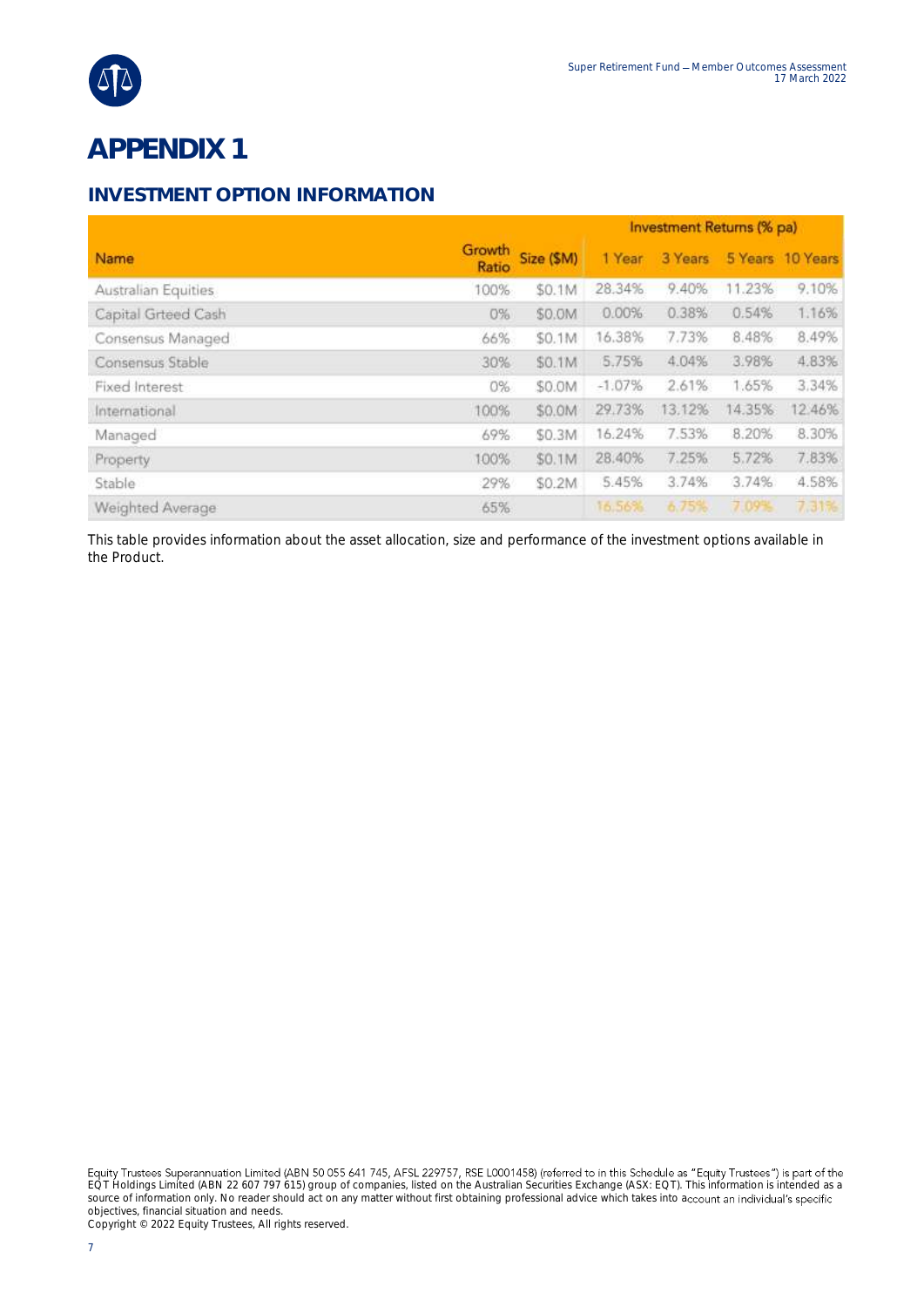# APPENDIX 1

## INVESTMENT OPTION INFORMATION

| Name | Growth Ratio | Size ($M) | Investment Returns (% pa) | | | |
|---|---|---|---|---|---|---|
| | | | 1 Year | 3 Years | 5 Years | 10 Years |
| Australian Equities | 100% | $0.1M | 28.34% | 9.40% | 11.23% | 9.10% |
| Capital Grteed Cash | 0% | $0.0M | 0.00% | 0.38% | 0.54% | 1.16% |
| Consensus Managed | 66% | $0.1M | 16.38% | 7.73% | 8.48% | 8.49% |
| Consensus Stable | 30% | $0.1M | 5.75% | 4.04% | 3.98% | 4.83% |
| Fixed Interest | 0% | $0.0M | -1.07% | 2.61% | 1.65% | 3.34% |
| International | 100% | $0.0M | 29.73% | 13.12% | 14.35% | 12.46% |
| Managed | 69% | $0.3M | 16.24% | 7.53% | 8.20% | 8.30% |
| Property | 100% | $0.1M | 28.40% | 7.25% | 5.72% | 7.83% |
| Stable | 29% | $0.2M | 5.45% | 3.74% | 3.74% | 4.58% |
| Weighted Average | 65% | | 16.56% | 6.75% | 7.09% | 7.31% |

This table provides information about the asset allocation, size and performance of the investment options available in the Product.

Equity Trustees Superannuation Limited (ABN 50 055 641 745, AFSL 229757, RSE L0001458) (referred to in this Schedule as "Equity Trustees") is part of the EQT Holdings Limited (ABN 22 607 797 615) group of companies, listed on the Australian Securities Exchange (ASX: EQT). This information is intended as a source of information only. No reader should act on any matter without first obtaining professional advice which takes into account an individual's specific objectives, financial situation and needs.
Copyright © 2022 Equity Trustees, All rights reserved.